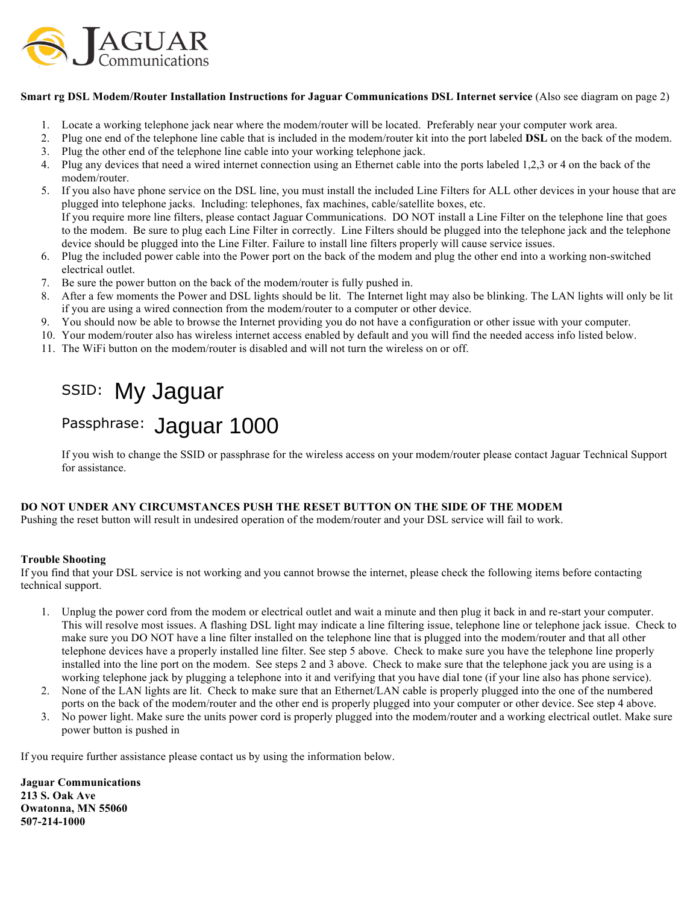# JAGUAR Communications

**Smart rg DSL Modem/Router Installation Instructions for Jaguar Communications DSL Internet service** (Also see diagram on page 2)

1. Locate a working telephone jack near where the modem/router will be located. Preferably near your computer work area.
2. Plug one end of the telephone line cable that is included in the modem/router kit into the port labeled **DSL** on the back of the modem.
3. Plug the other end of the telephone line cable into your working telephone jack.
4. Plug any devices that need a wired internet connection using an Ethernet cable into the ports labeled 1,2,3 or 4 on the back of the modem/router.
5. If you also have phone service on the DSL line, you must install the included Line Filters for ALL other devices in your house that are plugged into telephone jacks. Including: telephones, fax machines, cable/satellite boxes, etc.
   If you require more line filters, please contact Jaguar Communications. DO NOT install a Line Filter on the telephone line that goes to the modem. Be sure to plug each Line Filter in correctly. Line Filters should be plugged into the telephone jack and the telephone device should be plugged into the Line Filter. Failure to install line filters properly will cause service issues.
6. Plug the included power cable into the Power port on the back of the modem and plug the other end into a working non-switched electrical outlet.
7. Be sure the power button on the back of the modem/router is fully pushed in.
8. After a few moments the Power and DSL lights should be lit. The Internet light may also be blinking. The LAN lights will only be lit if you are using a wired connection from the modem/router to a computer or other device.
9. You should now be able to browse the Internet providing you do not have a configuration or other issue with your computer.
10. Your modem/router also has wireless internet access enabled by default and you will find the needed access info listed below.
11. The WiFi button on the modem/router is disabled and will not turn the wireless on or off.

SSID: My Jaguar

Passphrase: Jaguar 1000

If you wish to change the SSID or passphrase for the wireless access on your modem/router please contact Jaguar Technical Support for assistance.

**DO NOT UNDER ANY CIRCUMSTANCES PUSH THE RESET BUTTON ON THE SIDE OF THE MODEM**
Pushing the reset button will result in undesired operation of the modem/router and your DSL service will fail to work.

**Trouble Shooting**
If you find that your DSL service is not working and you cannot browse the internet, please check the following items before contacting technical support.

1. Unplug the power cord from the modem or electrical outlet and wait a minute and then plug it back in and re-start your computer. This will resolve most issues. A flashing DSL light may indicate a line filtering issue, telephone line or telephone jack issue. Check to make sure you DO NOT have a line filter installed on the telephone line that is plugged into the modem/router and that all other telephone devices have a properly installed line filter. See step 5 above. Check to make sure you have the telephone line properly installed into the line port on the modem. See steps 2 and 3 above. Check to make sure that the telephone jack you are using is a working telephone jack by plugging a telephone into it and verifying that you have dial tone (if your line also has phone service).
2. None of the LAN lights are lit. Check to make sure that an Ethernet/LAN cable is properly plugged into the one of the numbered ports on the back of the modem/router and the other end is properly plugged into your computer or other device. See step 4 above.
3. No power light. Make sure the units power cord is properly plugged into the modem/router and a working electrical outlet. Make sure power button is pushed in

If you require further assistance please contact us by using the information below.

**Jaguar Communications**
**213 S. Oak Ave**
**Owatonna, MN 55060**
**507-214-1000**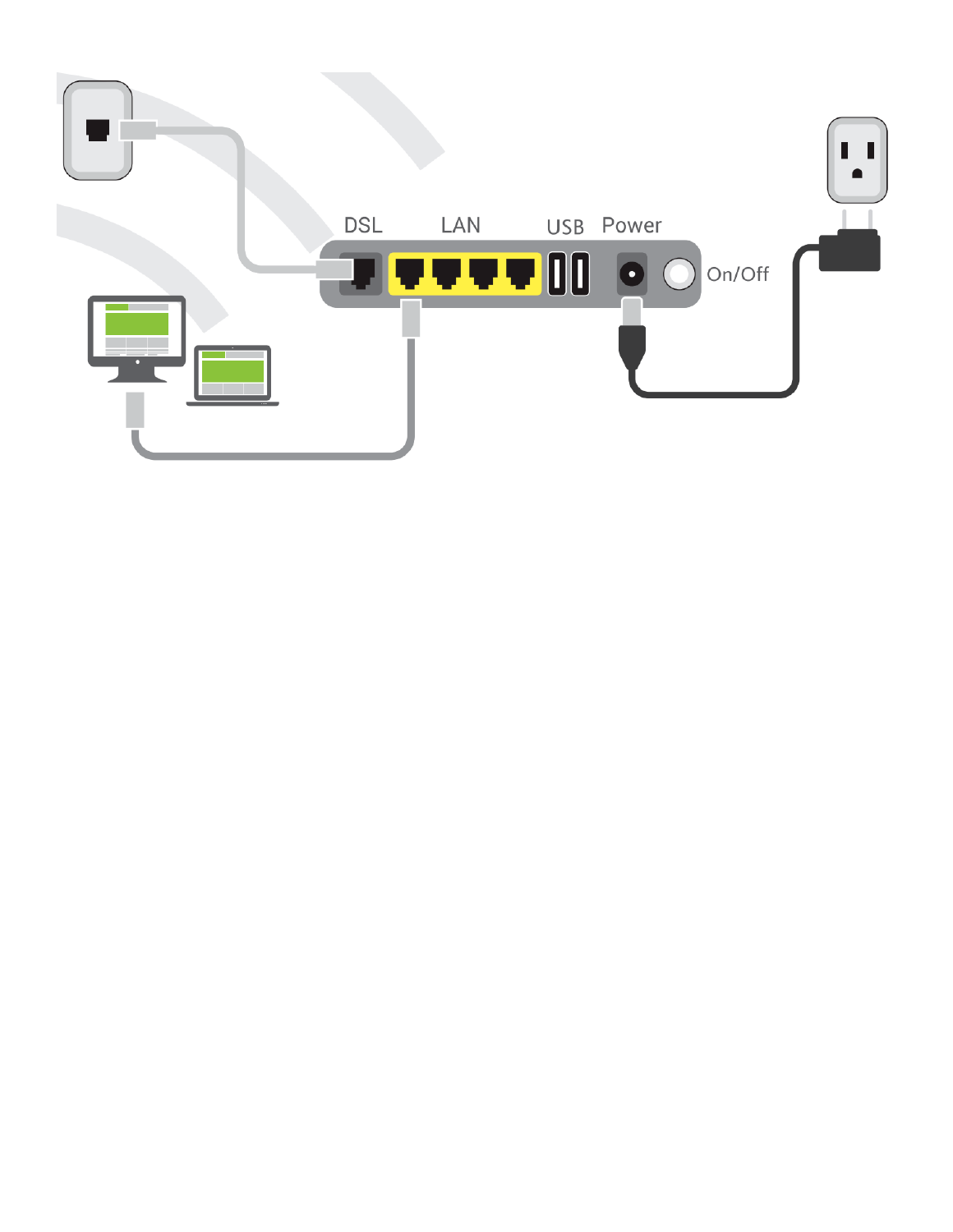DSL

LAN

USB

Power

On/Off